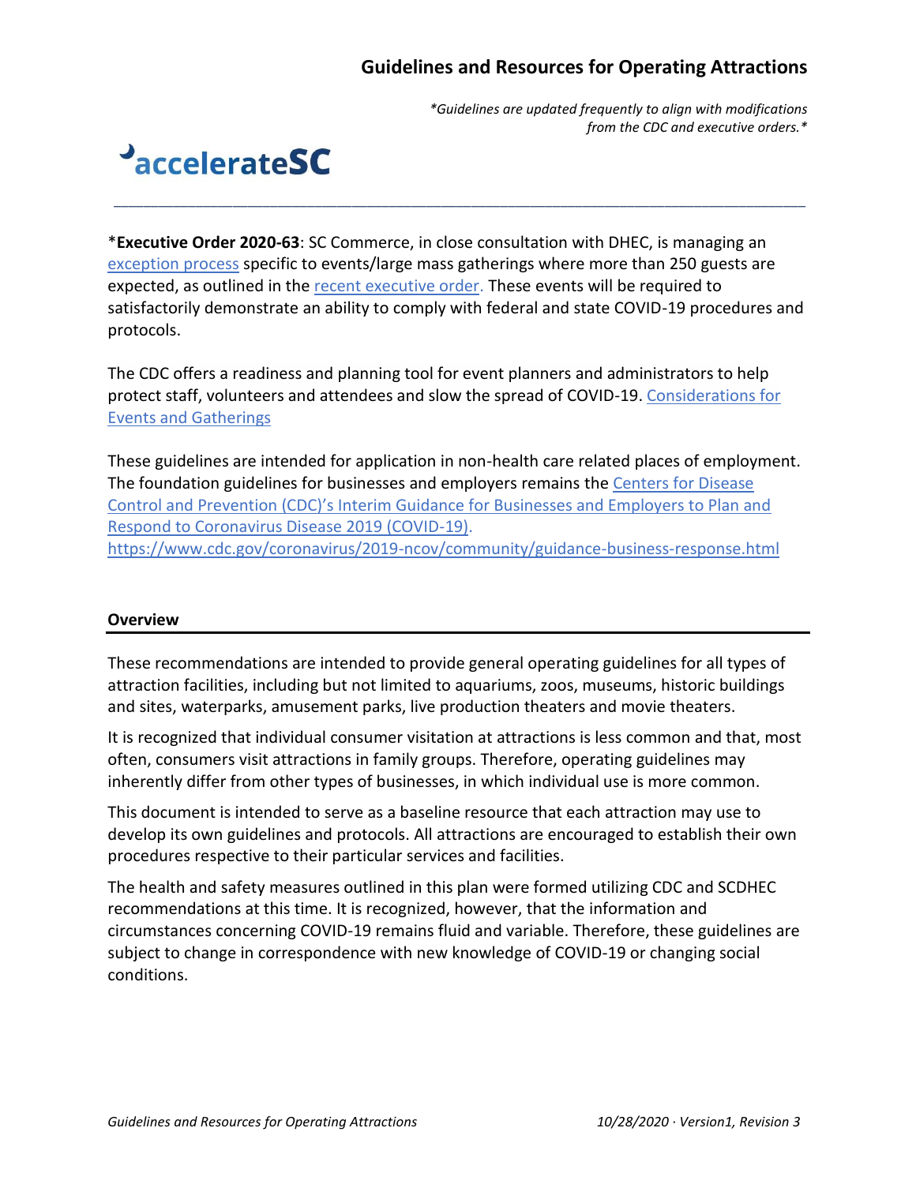# Guidelines and Resources for Operating Attractions

*\*Guidelines are updated frequently to align with modifications from the CDC and executive orders.\**

acceleratesSC

---

\***Executive Order 2020-63**: SC Commerce, in close consultation with DHEC, is managing an exception process specific to events/large mass gatherings where more than 250 guests are expected, as outlined in the recent executive order. These events will be required to satisfactorily demonstrate an ability to comply with federal and state COVID-19 procedures and protocols.

The CDC offers a readiness and planning tool for event planners and administrators to help protect staff, volunteers and attendees and slow the spread of COVID-19. Considerations for Events and Gatherings

These guidelines are intended for application in non-health care related places of employment. The foundation guidelines for businesses and employers remains the Centers for Disease Control and Prevention (CDC)'s Interim Guidance for Businesses and Employers to Plan and Respond to Coronavirus Disease 2019 (COVID-19). https://www.cdc.gov/coronavirus/2019-ncov/community/guidance-business-response.html

## Overview

These recommendations are intended to provide general operating guidelines for all types of attraction facilities, including but not limited to aquariums, zoos, museums, historic buildings and sites, waterparks, amusement parks, live production theaters and movie theaters.

It is recognized that individual consumer visitation at attractions is less common and that, most often, consumers visit attractions in family groups. Therefore, operating guidelines may inherently differ from other types of businesses, in which individual use is more common.

This document is intended to serve as a baseline resource that each attraction may use to develop its own guidelines and protocols. All attractions are encouraged to establish their own procedures respective to their particular services and facilities.

The health and safety measures outlined in this plan were formed utilizing CDC and SCDHEC recommendations at this time. It is recognized, however, that the information and circumstances concerning COVID-19 remains fluid and variable. Therefore, these guidelines are subject to change in correspondence with new knowledge of COVID-19 or changing social conditions.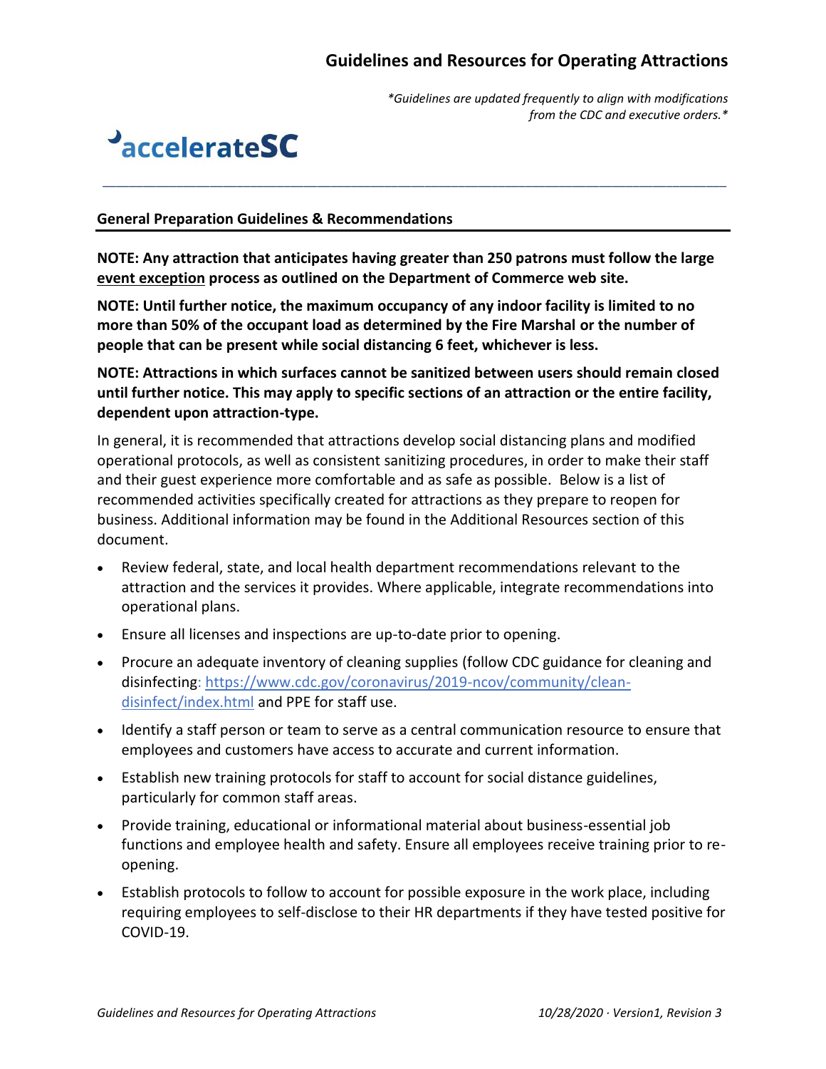## General Preparation Guidelines & Recommendations

**NOTE: Any attraction that anticipates having greater than 250 patrons must follow the large event exception process as outlined on the Department of Commerce web site.**

**NOTE: Until further notice, the maximum occupancy of any indoor facility is limited to no more than 50% of the occupant load as determined by the Fire Marshal or the number of people that can be present while social distancing 6 feet, whichever is less.**

**NOTE: Attractions in which surfaces cannot be sanitized between users should remain closed until further notice. This may apply to specific sections of an attraction or the entire facility, dependent upon attraction-type.**

In general, it is recommended that attractions develop social distancing plans and modified operational protocols, as well as consistent sanitizing procedures, in order to make their staff and their guest experience more comfortable and as safe as possible. Below is a list of recommended activities specifically created for attractions as they prepare to reopen for business. Additional information may be found in the Additional Resources section of this document.

- Review federal, state, and local health department recommendations relevant to the attraction and the services it provides. Where applicable, integrate recommendations into operational plans.
- Ensure all licenses and inspections are up-to-date prior to opening.
- Procure an adequate inventory of cleaning supplies (follow CDC guidance for cleaning and disinfecting: https://www.cdc.gov/coronavirus/2019-ncov/community/clean-disinfect/index.html and PPE for staff use.
- Identify a staff person or team to serve as a central communication resource to ensure that employees and customers have access to accurate and current information.
- Establish new training protocols for staff to account for social distance guidelines, particularly for common staff areas.
- Provide training, educational or informational material about business-essential job functions and employee health and safety. Ensure all employees receive training prior to re-opening.
- Establish protocols to follow to account for possible exposure in the work place, including requiring employees to self-disclose to their HR departments if they have tested positive for COVID-19.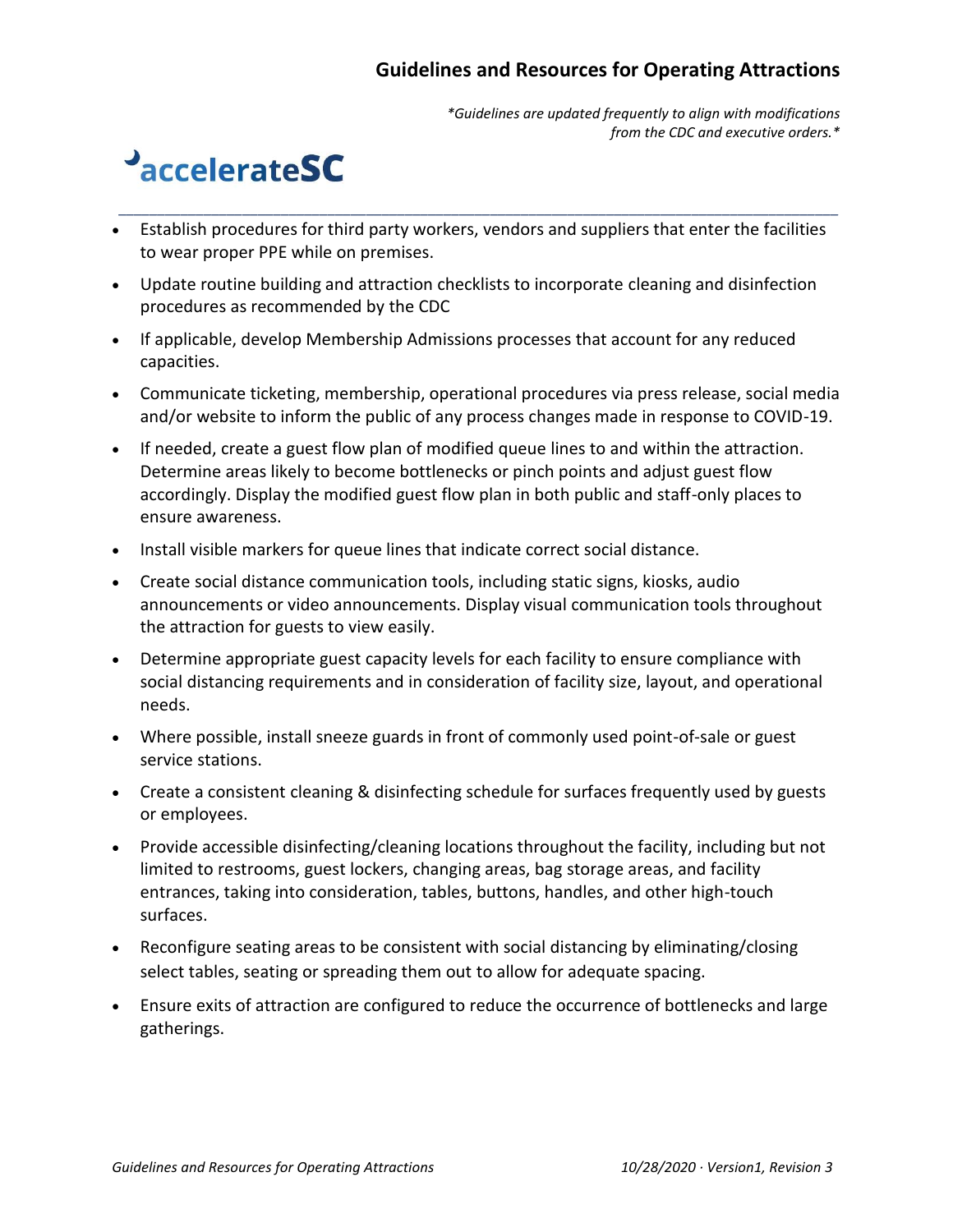- Establish procedures for third party workers, vendors and suppliers that enter the facilities to wear proper PPE while on premises.
- Update routine building and attraction checklists to incorporate cleaning and disinfection procedures as recommended by the CDC
- If applicable, develop Membership Admissions processes that account for any reduced capacities.
- Communicate ticketing, membership, operational procedures via press release, social media and/or website to inform the public of any process changes made in response to COVID-19.
- If needed, create a guest flow plan of modified queue lines to and within the attraction. Determine areas likely to become bottlenecks or pinch points and adjust guest flow accordingly. Display the modified guest flow plan in both public and staff-only places to ensure awareness.
- Install visible markers for queue lines that indicate correct social distance.
- Create social distance communication tools, including static signs, kiosks, audio announcements or video announcements. Display visual communication tools throughout the attraction for guests to view easily.
- Determine appropriate guest capacity levels for each facility to ensure compliance with social distancing requirements and in consideration of facility size, layout, and operational needs.
- Where possible, install sneeze guards in front of commonly used point-of-sale or guest service stations.
- Create a consistent cleaning & disinfecting schedule for surfaces frequently used by guests or employees.
- Provide accessible disinfecting/cleaning locations throughout the facility, including but not limited to restrooms, guest lockers, changing areas, bag storage areas, and facility entrances, taking into consideration, tables, buttons, handles, and other high-touch surfaces.
- Reconfigure seating areas to be consistent with social distancing by eliminating/closing select tables, seating or spreading them out to allow for adequate spacing.
- Ensure exits of attraction are configured to reduce the occurrence of bottlenecks and large gatherings.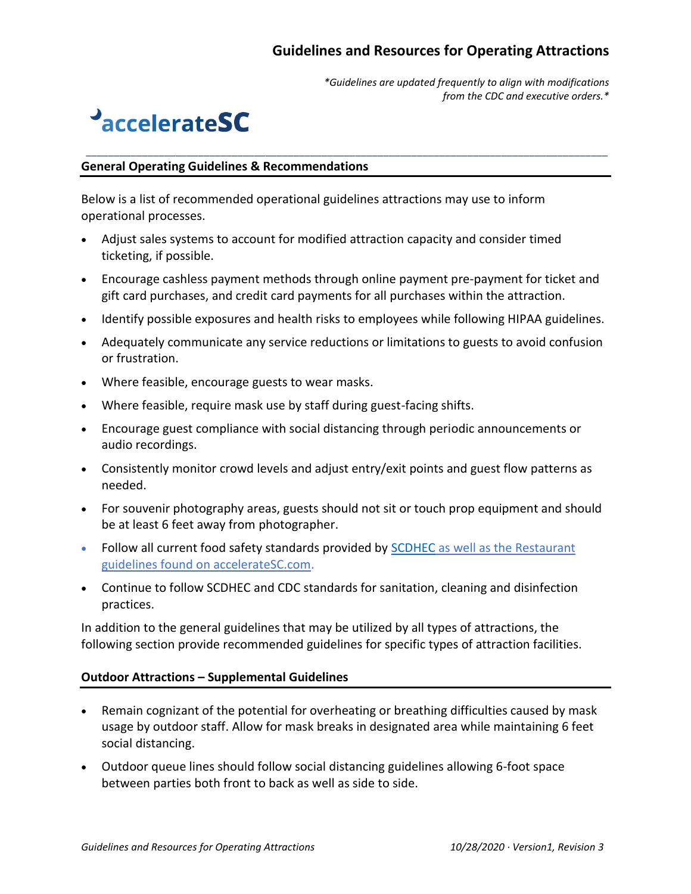## General Operating Guidelines & Recommendations

Below is a list of recommended operational guidelines attractions may use to inform operational processes.

- Adjust sales systems to account for modified attraction capacity and consider timed ticketing, if possible.
- Encourage cashless payment methods through online payment pre-payment for ticket and gift card purchases, and credit card payments for all purchases within the attraction.
- Identify possible exposures and health risks to employees while following HIPAA guidelines.
- Adequately communicate any service reductions or limitations to guests to avoid confusion or frustration.
- Where feasible, encourage guests to wear masks.
- Where feasible, require mask use by staff during guest-facing shifts.
- Encourage guest compliance with social distancing through periodic announcements or audio recordings.
- Consistently monitor crowd levels and adjust entry/exit points and guest flow patterns as needed.
- For souvenir photography areas, guests should not sit or touch prop equipment and should be at least 6 feet away from photographer.
- Follow all current food safety standards provided by SCDHEC as well as the Restaurant guidelines found on accelerateSC.com.
- Continue to follow SCDHEC and CDC standards for sanitation, cleaning and disinfection practices.

In addition to the general guidelines that may be utilized by all types of attractions, the following section provide recommended guidelines for specific types of attraction facilities.

## Outdoor Attractions – Supplemental Guidelines

- Remain cognizant of the potential for overheating or breathing difficulties caused by mask usage by outdoor staff. Allow for mask breaks in designated area while maintaining 6 feet social distancing.
- Outdoor queue lines should follow social distancing guidelines allowing 6-foot space between parties both front to back as well as side to side.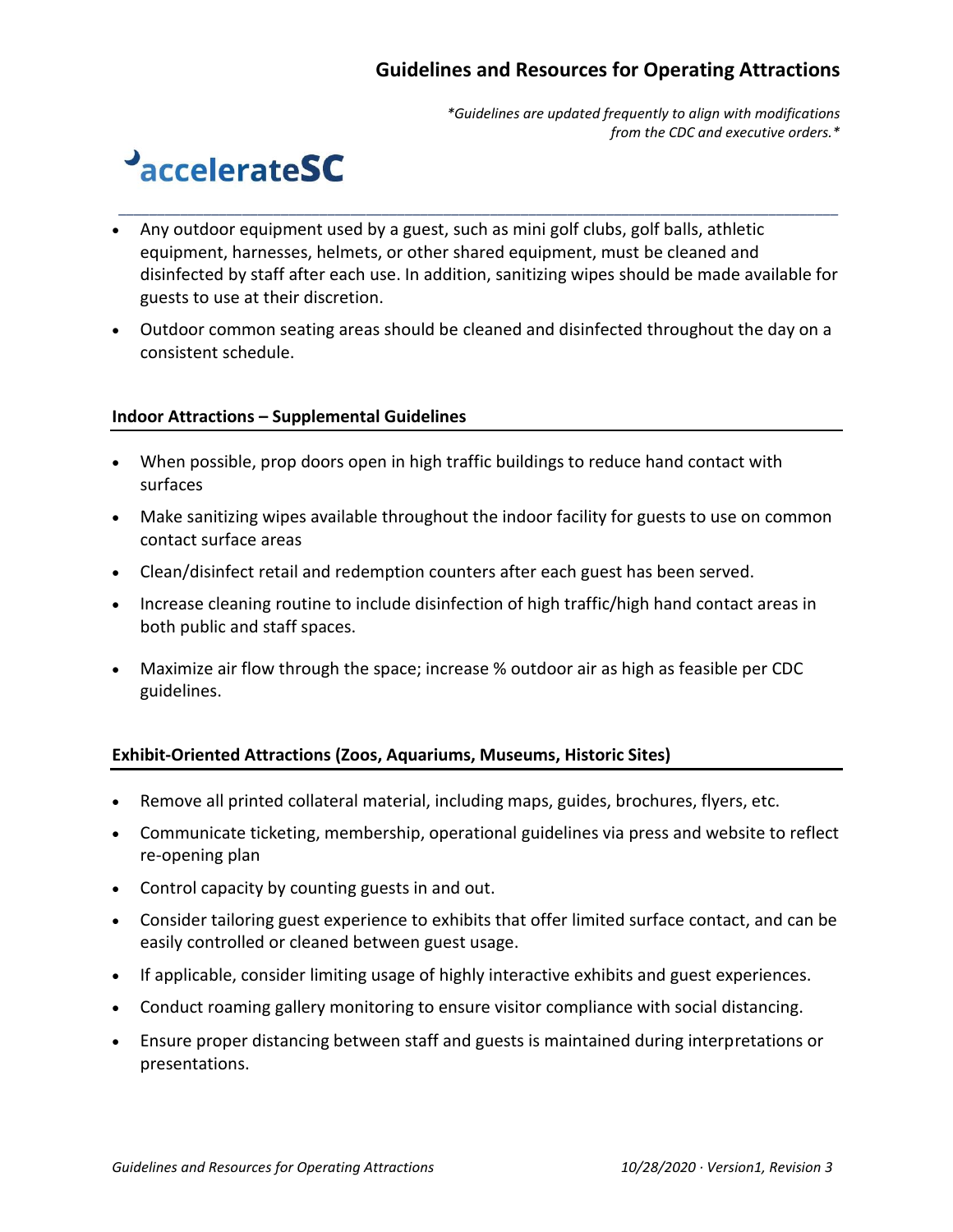- Any outdoor equipment used by a guest, such as mini golf clubs, golf balls, athletic equipment, harnesses, helmets, or other shared equipment, must be cleaned and disinfected by staff after each use. In addition, sanitizing wipes should be made available for guests to use at their discretion.
- Outdoor common seating areas should be cleaned and disinfected throughout the day on a consistent schedule.

### Indoor Attractions – Supplemental Guidelines

- When possible, prop doors open in high traffic buildings to reduce hand contact with surfaces
- Make sanitizing wipes available throughout the indoor facility for guests to use on common contact surface areas
- Clean/disinfect retail and redemption counters after each guest has been served.
- Increase cleaning routine to include disinfection of high traffic/high hand contact areas in both public and staff spaces.
- Maximize air flow through the space; increase % outdoor air as high as feasible per CDC guidelines.

### Exhibit-Oriented Attractions (Zoos, Aquariums, Museums, Historic Sites)

- Remove all printed collateral material, including maps, guides, brochures, flyers, etc.
- Communicate ticketing, membership, operational guidelines via press and website to reflect re-opening plan
- Control capacity by counting guests in and out.
- Consider tailoring guest experience to exhibits that offer limited surface contact, and can be easily controlled or cleaned between guest usage.
- If applicable, consider limiting usage of highly interactive exhibits and guest experiences.
- Conduct roaming gallery monitoring to ensure visitor compliance with social distancing.
- Ensure proper distancing between staff and guests is maintained during interpretations or presentations.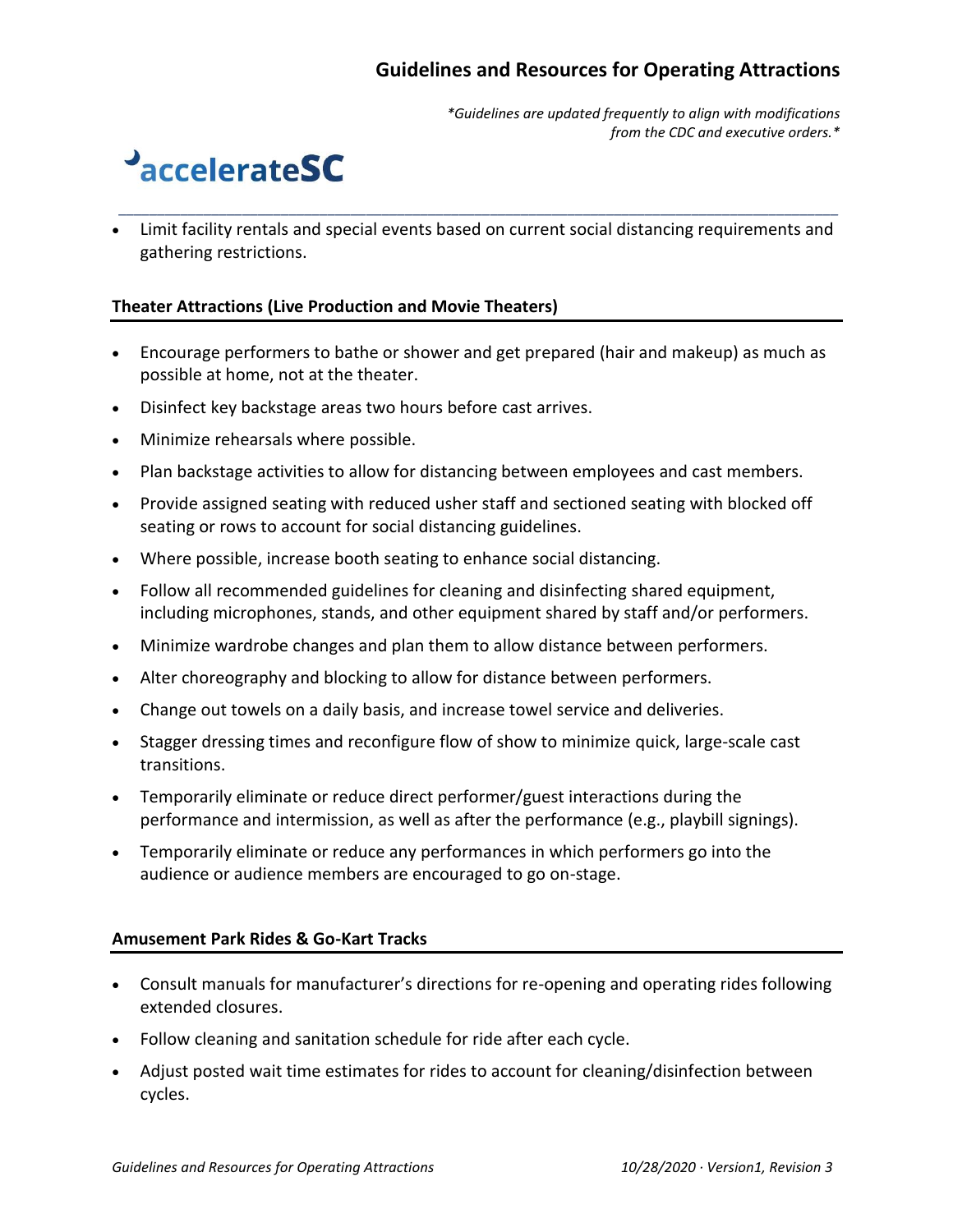- Limit facility rentals and special events based on current social distancing requirements and gathering restrictions.

### Theater Attractions (Live Production and Movie Theaters)

- Encourage performers to bathe or shower and get prepared (hair and makeup) as much as possible at home, not at the theater.
- Disinfect key backstage areas two hours before cast arrives.
- Minimize rehearsals where possible.
- Plan backstage activities to allow for distancing between employees and cast members.
- Provide assigned seating with reduced usher staff and sectioned seating with blocked off seating or rows to account for social distancing guidelines.
- Where possible, increase booth seating to enhance social distancing.
- Follow all recommended guidelines for cleaning and disinfecting shared equipment, including microphones, stands, and other equipment shared by staff and/or performers.
- Minimize wardrobe changes and plan them to allow distance between performers.
- Alter choreography and blocking to allow for distance between performers.
- Change out towels on a daily basis, and increase towel service and deliveries.
- Stagger dressing times and reconfigure flow of show to minimize quick, large-scale cast transitions.
- Temporarily eliminate or reduce direct performer/guest interactions during the performance and intermission, as well as after the performance (e.g., playbill signings).
- Temporarily eliminate or reduce any performances in which performers go into the audience or audience members are encouraged to go on-stage.

### Amusement Park Rides & Go-Kart Tracks

- Consult manuals for manufacturer's directions for re-opening and operating rides following extended closures.
- Follow cleaning and sanitation schedule for ride after each cycle.
- Adjust posted wait time estimates for rides to account for cleaning/disinfection between cycles.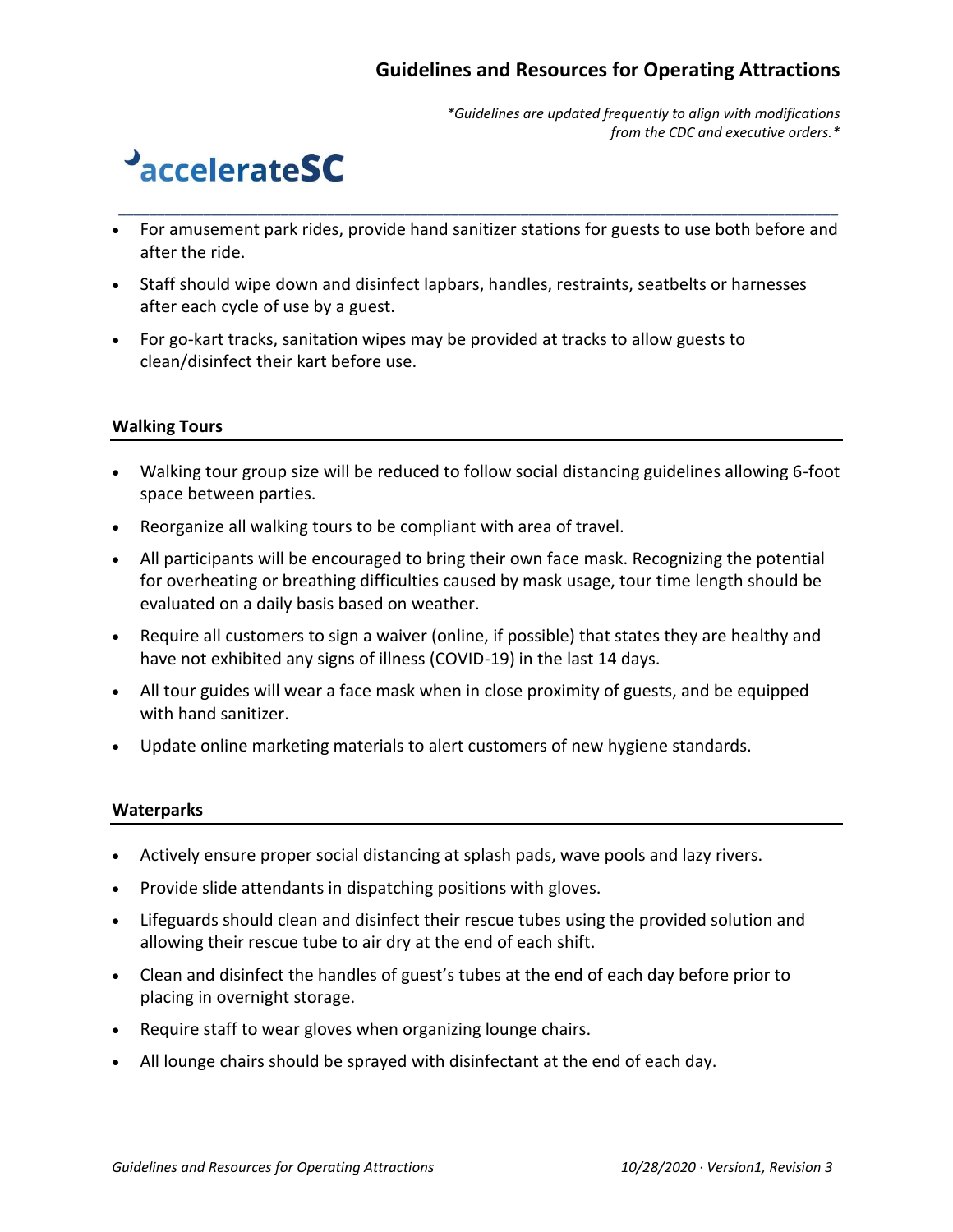- For amusement park rides, provide hand sanitizer stations for guests to use both before and after the ride.
- Staff should wipe down and disinfect lapbars, handles, restraints, seatbelts or harnesses after each cycle of use by a guest.
- For go-kart tracks, sanitation wipes may be provided at tracks to allow guests to clean/disinfect their kart before use.

### Walking Tours

- Walking tour group size will be reduced to follow social distancing guidelines allowing 6-foot space between parties.
- Reorganize all walking tours to be compliant with area of travel.
- All participants will be encouraged to bring their own face mask. Recognizing the potential for overheating or breathing difficulties caused by mask usage, tour time length should be evaluated on a daily basis based on weather.
- Require all customers to sign a waiver (online, if possible) that states they are healthy and have not exhibited any signs of illness (COVID-19) in the last 14 days.
- All tour guides will wear a face mask when in close proximity of guests, and be equipped with hand sanitizer.
- Update online marketing materials to alert customers of new hygiene standards.

### Waterparks

- Actively ensure proper social distancing at splash pads, wave pools and lazy rivers.
- Provide slide attendants in dispatching positions with gloves.
- Lifeguards should clean and disinfect their rescue tubes using the provided solution and allowing their rescue tube to air dry at the end of each shift.
- Clean and disinfect the handles of guest's tubes at the end of each day before prior to placing in overnight storage.
- Require staff to wear gloves when organizing lounge chairs.
- All lounge chairs should be sprayed with disinfectant at the end of each day.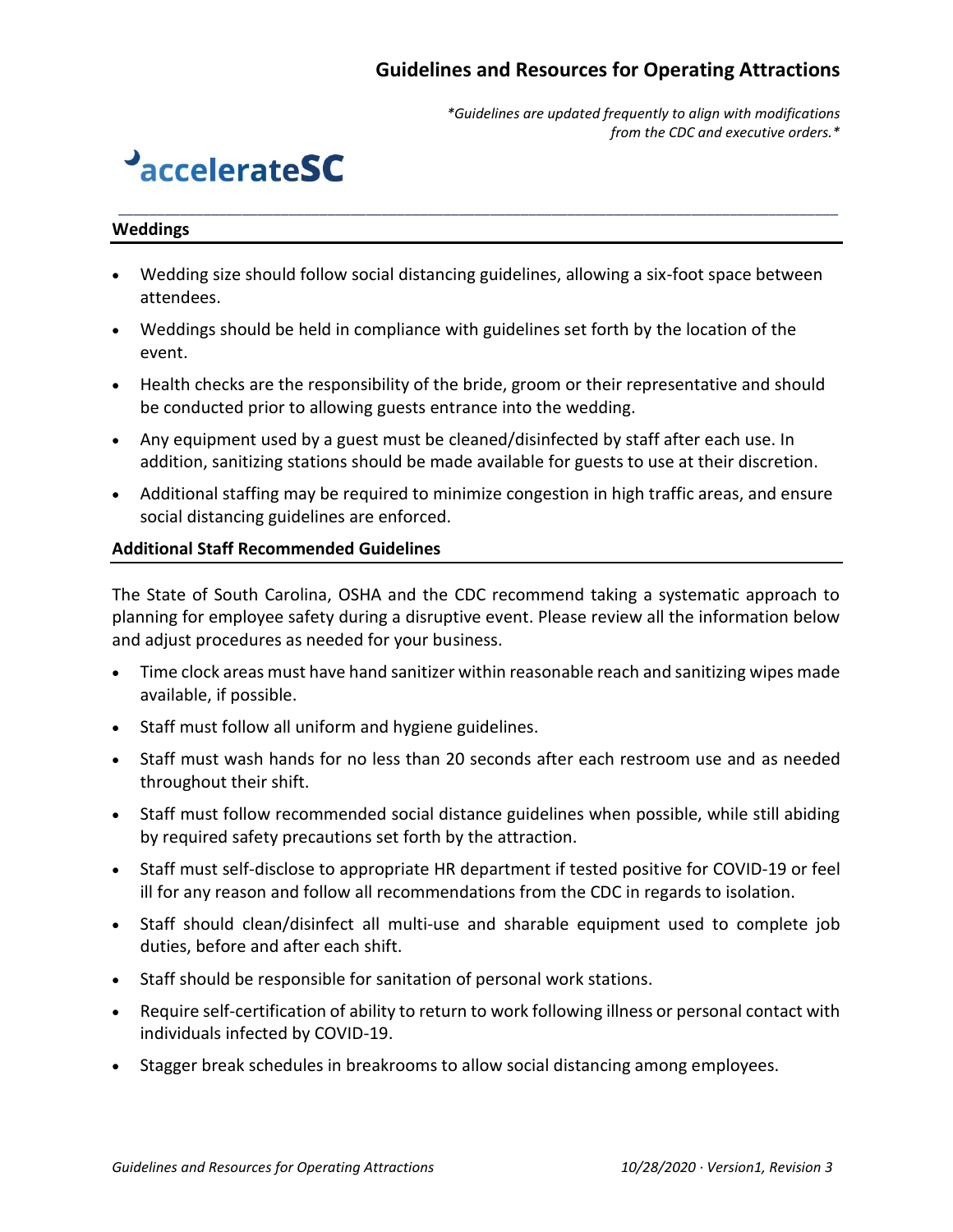## Weddings

- Wedding size should follow social distancing guidelines, allowing a six-foot space between attendees.
- Weddings should be held in compliance with guidelines set forth by the location of the event.
- Health checks are the responsibility of the bride, groom or their representative and should be conducted prior to allowing guests entrance into the wedding.
- Any equipment used by a guest must be cleaned/disinfected by staff after each use. In addition, sanitizing stations should be made available for guests to use at their discretion.
- Additional staffing may be required to minimize congestion in high traffic areas, and ensure social distancing guidelines are enforced.

## Additional Staff Recommended Guidelines

The State of South Carolina, OSHA and the CDC recommend taking a systematic approach to planning for employee safety during a disruptive event. Please review all the information below and adjust procedures as needed for your business.

- Time clock areas must have hand sanitizer within reasonable reach and sanitizing wipes made available, if possible.
- Staff must follow all uniform and hygiene guidelines.
- Staff must wash hands for no less than 20 seconds after each restroom use and as needed throughout their shift.
- Staff must follow recommended social distance guidelines when possible, while still abiding by required safety precautions set forth by the attraction.
- Staff must self-disclose to appropriate HR department if tested positive for COVID-19 or feel ill for any reason and follow all recommendations from the CDC in regards to isolation.
- Staff should clean/disinfect all multi-use and sharable equipment used to complete job duties, before and after each shift.
- Staff should be responsible for sanitation of personal work stations.
- Require self-certification of ability to return to work following illness or personal contact with individuals infected by COVID-19.
- Stagger break schedules in breakrooms to allow social distancing among employees.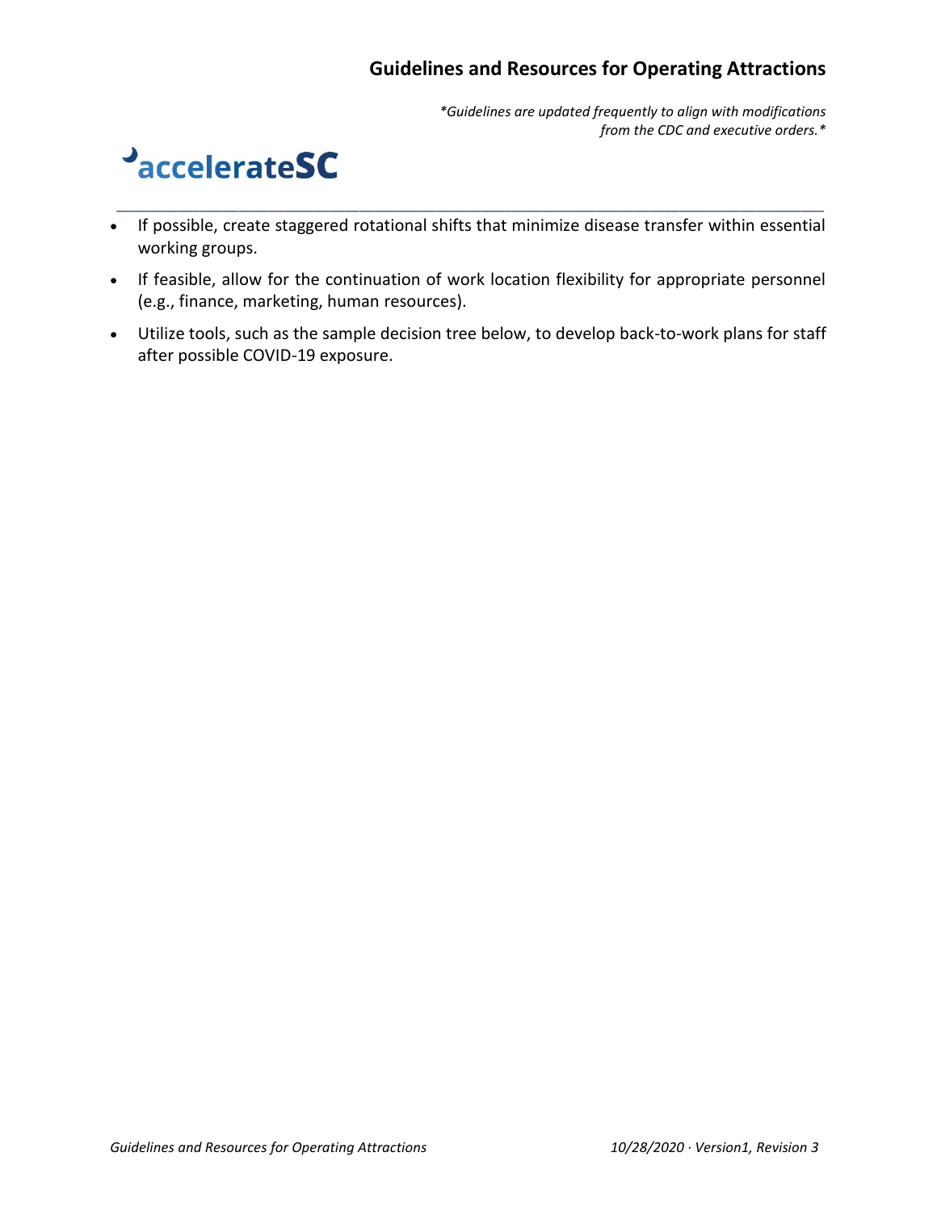- If possible, create staggered rotational shifts that minimize disease transfer within essential working groups.
- If feasible, allow for the continuation of work location flexibility for appropriate personnel (e.g., finance, marketing, human resources).
- Utilize tools, such as the sample decision tree below, to develop back-to-work plans for staff after possible COVID-19 exposure.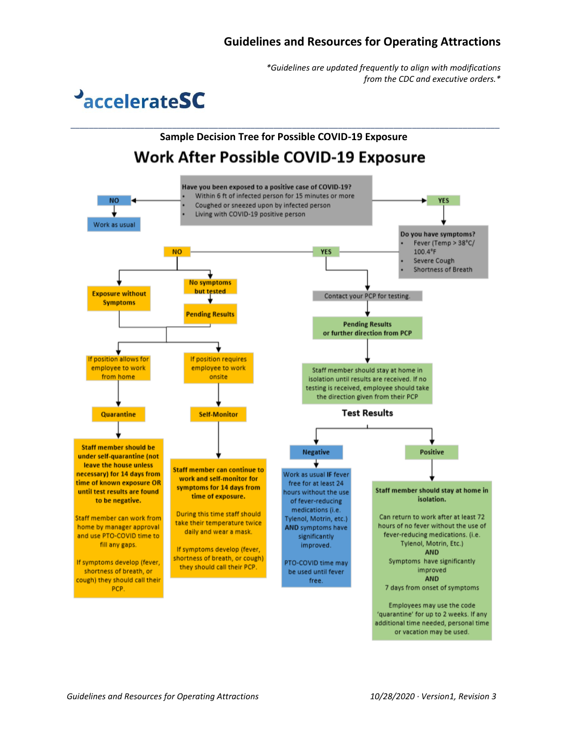*Guidelines are updated frequently to align with modifications from the CDC and executive orders.*

acceleratesC

## Sample Decision Tree for Possible COVID-19 Exposure

# Work After Possible COVID-19 Exposure

**Have you been exposed to a positive case of COVID-19?**

- Within 6 ft of infected person for 15 minutes or more
- Coughed or sneezed upon by infected person
- Living with COVID-19 positive person

**NO** → Work as usual

**YES** → **Do you have symptoms?**

- Fever (Temp > 38°C/ 100.4°F
- Severe Cough
- Shortness of Breath

### NO (no symptoms)

- **Exposure without Symptoms**
- **No symptoms but tested** → **Pending Results**

Both lead to:

**If position allows for employee to work from home** → **Quarantine**

**Staff member should be under self-quarantine (not leave the house unless necessary) for 14 days from time of known exposure OR until test results are found to be negative.**

Staff member can work from home by manager approval and use PTO-COVID time to fill any gaps.

If symptoms develop (fever, shortness of breath, or cough) they should call their PCP.

**If position requires employee to work onsite** → **Self-Monitor**

**Staff member can continue to work and self-monitor for symptoms for 14 days from time of exposure.**

During this time staff should take their temperature twice daily and wear a mask.

If symptoms develop (fever, shortness of breath, or cough) they should call their PCP.

### YES (symptoms)

Contact your PCP for testing.

→ **Pending Results or further direction from PCP**

→ Staff member should stay at home in isolation until results are received. If no testing is received, employee should take the direction given from their PCP

**Test Results**

**Negative**

Work as usual IF fever free for at least 24 hours without the use of fever-reducing medications (i.e. Tylenol, Motrin, etc.) **AND** symptoms have significantly improved.

PTO-COVID time may be used until fever free.

**Positive**

**Staff member should stay at home in isolation.**

Can return to work after at least 72 hours of no fever without the use of fever-reducing medications. (i.e. Tylenol, Motrin, Etc.)
**AND**
Symptoms have significantly improved
**AND**
7 days from onset of symptoms

Employees may use the code 'quarantine' for up to 2 weeks. If any additional time needed, personal time or vacation may be used.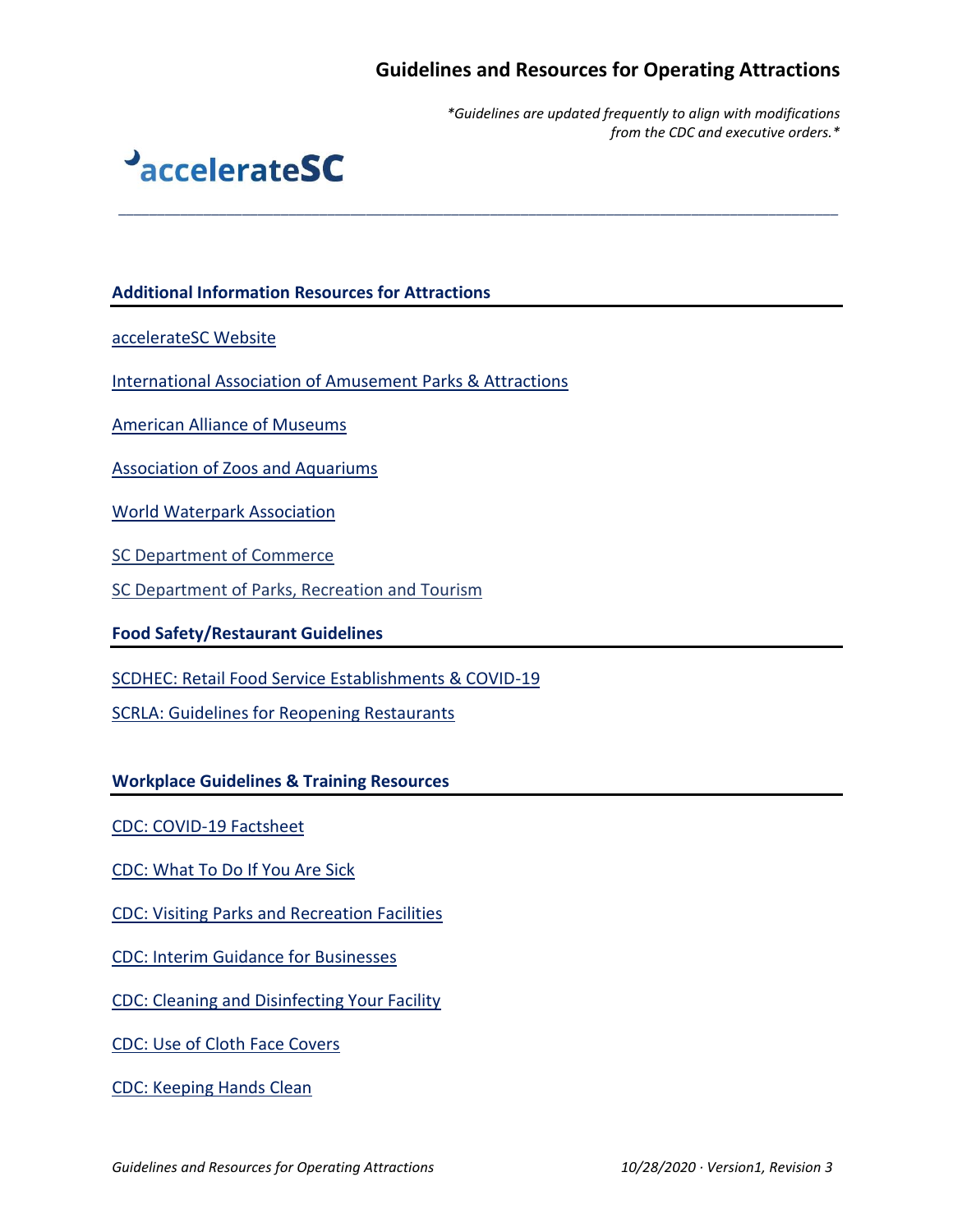## Additional Information Resources for Attractions

acceleratesc Website

International Association of Amusement Parks & Attractions

American Alliance of Museums

Association of Zoos and Aquariums

World Waterpark Association

SC Department of Commerce

SC Department of Parks, Recreation and Tourism

## Food Safety/Restaurant Guidelines

SCDHEC: Retail Food Service Establishments & COVID-19

SCRLA: Guidelines for Reopening Restaurants

## Workplace Guidelines & Training Resources

CDC: COVID-19 Factsheet

CDC: What To Do If You Are Sick

CDC: Visiting Parks and Recreation Facilities

CDC: Interim Guidance for Businesses

CDC: Cleaning and Disinfecting Your Facility

CDC: Use of Cloth Face Covers

CDC: Keeping Hands Clean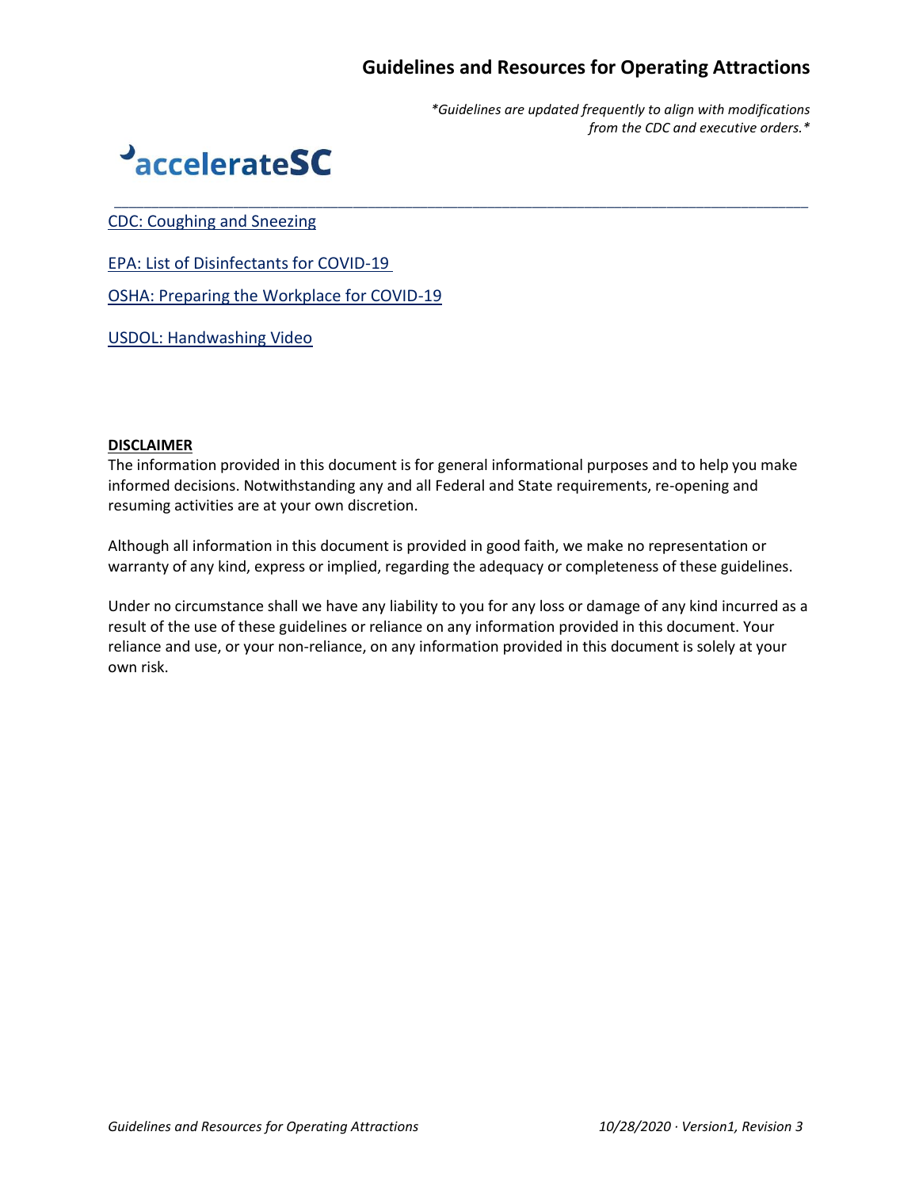CDC: Coughing and Sneezing

EPA: List of Disinfectants for COVID-19

OSHA: Preparing the Workplace for COVID-19

USDOL: Handwashing Video

**DISCLAIMER**

The information provided in this document is for general informational purposes and to help you make informed decisions. Notwithstanding any and all Federal and State requirements, re-opening and resuming activities are at your own discretion.

Although all information in this document is provided in good faith, we make no representation or warranty of any kind, express or implied, regarding the adequacy or completeness of these guidelines.

Under no circumstance shall we have any liability to you for any loss or damage of any kind incurred as a result of the use of these guidelines or reliance on any information provided in this document. Your reliance and use, or your non-reliance, on any information provided in this document is solely at your own risk.